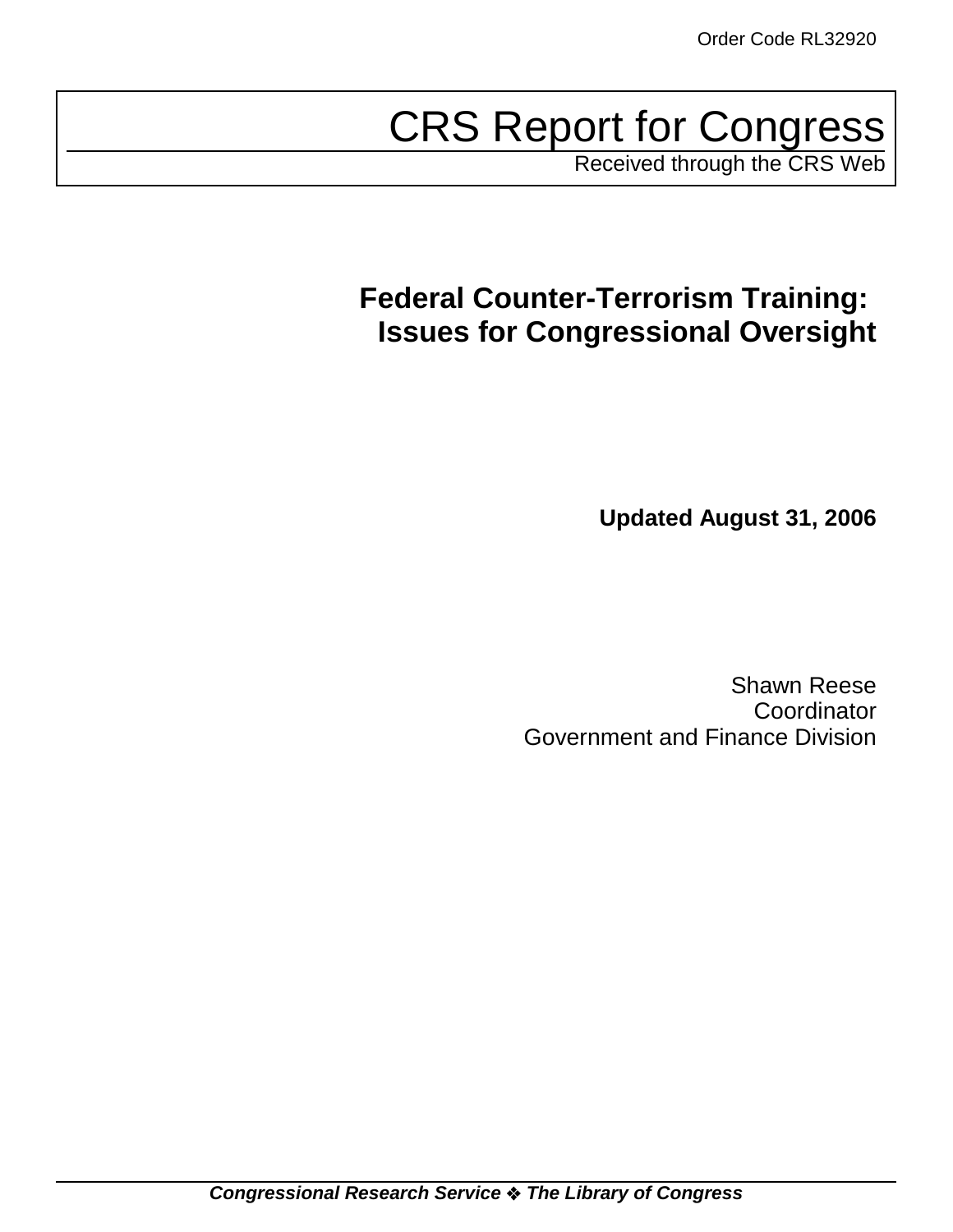Order Code RL32920

# CRS Report for Congress

Received through the CRS Web

## Federal Counter-Terrorism Training: Issues for Congressional Oversight

**Updated August 31, 2006**

Shawn Reese
Coordinator
Government and Finance Division

***Congressional Research Service ❖ The Library of Congress***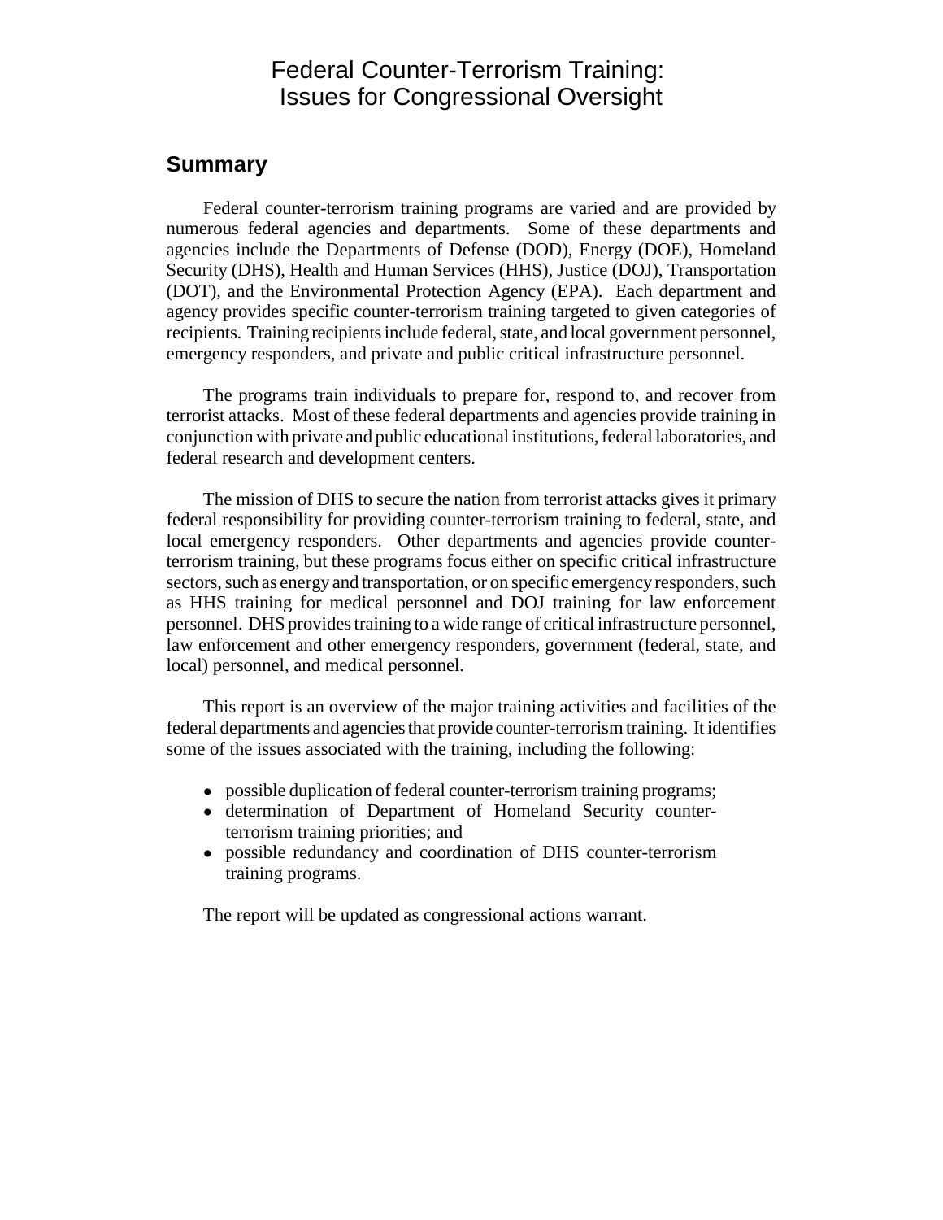# Federal Counter-Terrorism Training: Issues for Congressional Oversight

## Summary

Federal counter-terrorism training programs are varied and are provided by numerous federal agencies and departments. Some of these departments and agencies include the Departments of Defense (DOD), Energy (DOE), Homeland Security (DHS), Health and Human Services (HHS), Justice (DOJ), Transportation (DOT), and the Environmental Protection Agency (EPA). Each department and agency provides specific counter-terrorism training targeted to given categories of recipients. Training recipients include federal, state, and local government personnel, emergency responders, and private and public critical infrastructure personnel.

The programs train individuals to prepare for, respond to, and recover from terrorist attacks. Most of these federal departments and agencies provide training in conjunction with private and public educational institutions, federal laboratories, and federal research and development centers.

The mission of DHS to secure the nation from terrorist attacks gives it primary federal responsibility for providing counter-terrorism training to federal, state, and local emergency responders. Other departments and agencies provide counter-terrorism training, but these programs focus either on specific critical infrastructure sectors, such as energy and transportation, or on specific emergency responders, such as HHS training for medical personnel and DOJ training for law enforcement personnel. DHS provides training to a wide range of critical infrastructure personnel, law enforcement and other emergency responders, government (federal, state, and local) personnel, and medical personnel.

This report is an overview of the major training activities and facilities of the federal departments and agencies that provide counter-terrorism training. It identifies some of the issues associated with the training, including the following:

- possible duplication of federal counter-terrorism training programs;
- determination of Department of Homeland Security counter-terrorism training priorities; and
- possible redundancy and coordination of DHS counter-terrorism training programs.

The report will be updated as congressional actions warrant.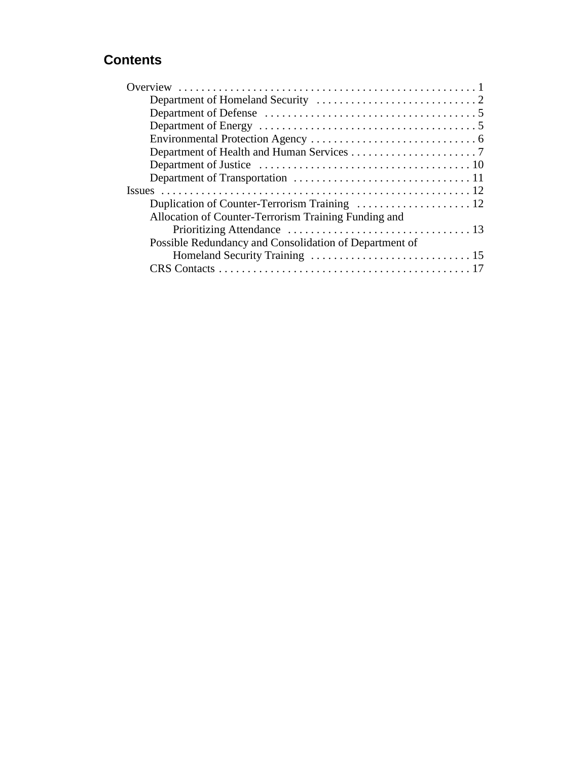## Contents

- Overview . . . . . . . . . . . . . . . . . . . . . . . . . . . . . . . . . . . . . . . . . . . . . . . . . . . 1
  - Department of Homeland Security . . . . . . . . . . . . . . . . . . . . . . . . . . . . 2
  - Department of Defense . . . . . . . . . . . . . . . . . . . . . . . . . . . . . . . . . . . . . 5
  - Department of Energy . . . . . . . . . . . . . . . . . . . . . . . . . . . . . . . . . . . . . . 5
  - Environmental Protection Agency . . . . . . . . . . . . . . . . . . . . . . . . . . . . . 6
  - Department of Health and Human Services . . . . . . . . . . . . . . . . . . . . . . 7
  - Department of Justice . . . . . . . . . . . . . . . . . . . . . . . . . . . . . . . . . . . . . 10
  - Department of Transportation . . . . . . . . . . . . . . . . . . . . . . . . . . . . . . . 11
- Issues . . . . . . . . . . . . . . . . . . . . . . . . . . . . . . . . . . . . . . . . . . . . . . . . . . . . . 12
  - Duplication of Counter-Terrorism Training . . . . . . . . . . . . . . . . . . . . 12
  - Allocation of Counter-Terrorism Training Funding and Prioritizing Attendance . . . . . . . . . . . . . . . . . . . . . . . . . . . . . . . . 13
  - Possible Redundancy and Consolidation of Department of Homeland Security Training . . . . . . . . . . . . . . . . . . . . . . . . . . . . 15
  - CRS Contacts . . . . . . . . . . . . . . . . . . . . . . . . . . . . . . . . . . . . . . . . . . . . 17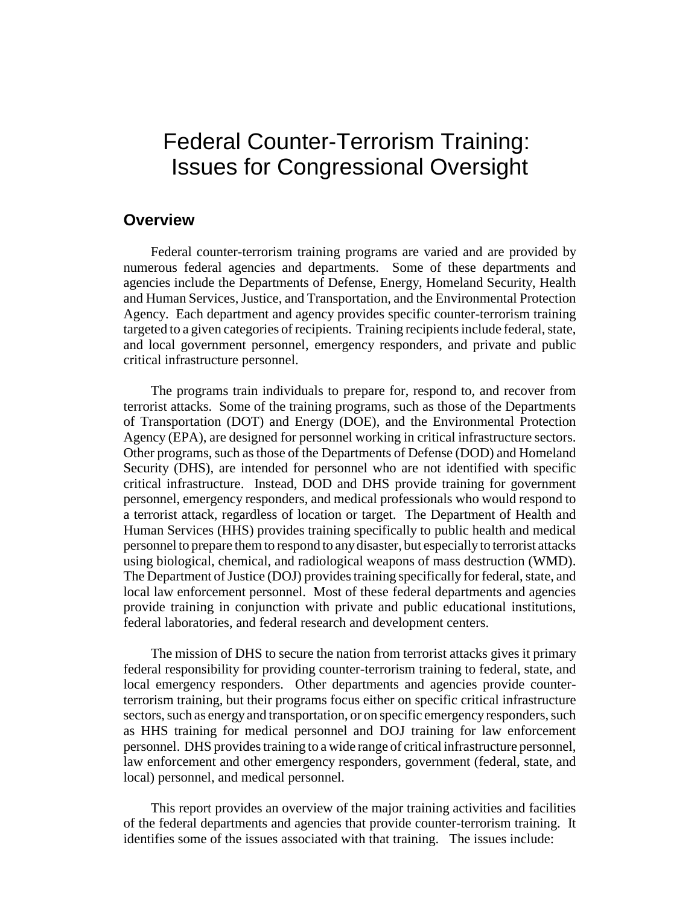# Federal Counter-Terrorism Training: Issues for Congressional Oversight

## Overview

Federal counter-terrorism training programs are varied and are provided by numerous federal agencies and departments. Some of these departments and agencies include the Departments of Defense, Energy, Homeland Security, Health and Human Services, Justice, and Transportation, and the Environmental Protection Agency. Each department and agency provides specific counter-terrorism training targeted to a given categories of recipients. Training recipients include federal, state, and local government personnel, emergency responders, and private and public critical infrastructure personnel.

The programs train individuals to prepare for, respond to, and recover from terrorist attacks. Some of the training programs, such as those of the Departments of Transportation (DOT) and Energy (DOE), and the Environmental Protection Agency (EPA), are designed for personnel working in critical infrastructure sectors. Other programs, such as those of the Departments of Defense (DOD) and Homeland Security (DHS), are intended for personnel who are not identified with specific critical infrastructure. Instead, DOD and DHS provide training for government personnel, emergency responders, and medical professionals who would respond to a terrorist attack, regardless of location or target. The Department of Health and Human Services (HHS) provides training specifically to public health and medical personnel to prepare them to respond to any disaster, but especially to terrorist attacks using biological, chemical, and radiological weapons of mass destruction (WMD). The Department of Justice (DOJ) provides training specifically for federal, state, and local law enforcement personnel. Most of these federal departments and agencies provide training in conjunction with private and public educational institutions, federal laboratories, and federal research and development centers.

The mission of DHS to secure the nation from terrorist attacks gives it primary federal responsibility for providing counter-terrorism training to federal, state, and local emergency responders. Other departments and agencies provide counter-terrorism training, but their programs focus either on specific critical infrastructure sectors, such as energy and transportation, or on specific emergency responders, such as HHS training for medical personnel and DOJ training for law enforcement personnel. DHS provides training to a wide range of critical infrastructure personnel, law enforcement and other emergency responders, government (federal, state, and local) personnel, and medical personnel.

This report provides an overview of the major training activities and facilities of the federal departments and agencies that provide counter-terrorism training. It identifies some of the issues associated with that training. The issues include: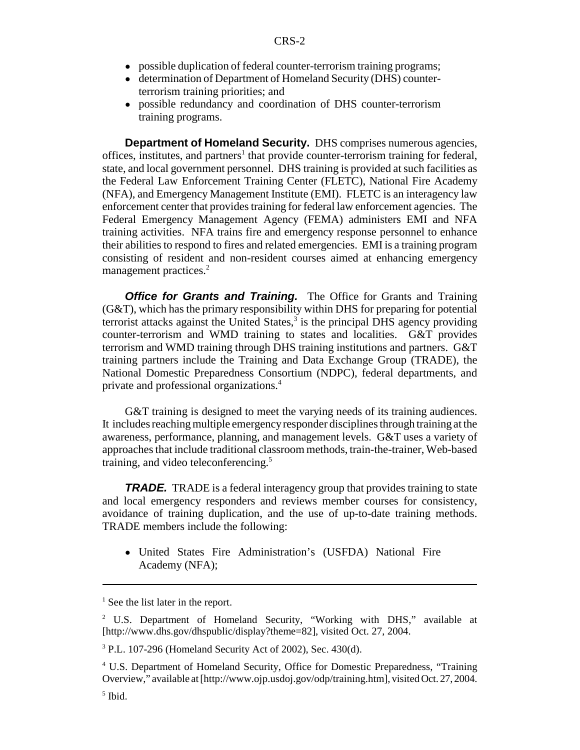- possible duplication of federal counter-terrorism training programs;
- determination of Department of Homeland Security (DHS) counter-terrorism training priorities; and
- possible redundancy and coordination of DHS counter-terrorism training programs.

**Department of Homeland Security.** DHS comprises numerous agencies, offices, institutes, and partners[1] that provide counter-terrorism training for federal, state, and local government personnel. DHS training is provided at such facilities as the Federal Law Enforcement Training Center (FLETC), National Fire Academy (NFA), and Emergency Management Institute (EMI). FLETC is an interagency law enforcement center that provides training for federal law enforcement agencies. The Federal Emergency Management Agency (FEMA) administers EMI and NFA training activities. NFA trains fire and emergency response personnel to enhance their abilities to respond to fires and related emergencies. EMI is a training program consisting of resident and non-resident courses aimed at enhancing emergency management practices.[2]

***Office for Grants and Training.*** The Office for Grants and Training (G&T), which has the primary responsibility within DHS for preparing for potential terrorist attacks against the United States,[3] is the principal DHS agency providing counter-terrorism and WMD training to states and localities. G&T provides terrorism and WMD training through DHS training institutions and partners. G&T training partners include the Training and Data Exchange Group (TRADE), the National Domestic Preparedness Consortium (NDPC), federal departments, and private and professional organizations.[4]

G&T training is designed to meet the varying needs of its training audiences. It includes reaching multiple emergency responder disciplines through training at the awareness, performance, planning, and management levels. G&T uses a variety of approaches that include traditional classroom methods, train-the-trainer, Web-based training, and video teleconferencing.[5]

***TRADE.*** TRADE is a federal interagency group that provides training to state and local emergency responders and reviews member courses for consistency, avoidance of training duplication, and the use of up-to-date training methods. TRADE members include the following:

- United States Fire Administration's (USFDA) National Fire Academy (NFA);

---

[1] See the list later in the report.

[2] U.S. Department of Homeland Security, "Working with DHS," available at [http://www.dhs.gov/dhspublic/display?theme=82], visited Oct. 27, 2004.

[3] P.L. 107-296 (Homeland Security Act of 2002), Sec. 430(d).

[4] U.S. Department of Homeland Security, Office for Domestic Preparedness, "Training Overview," available at [http://www.ojp.usdoj.gov/odp/training.htm], visited Oct. 27, 2004.

[5] Ibid.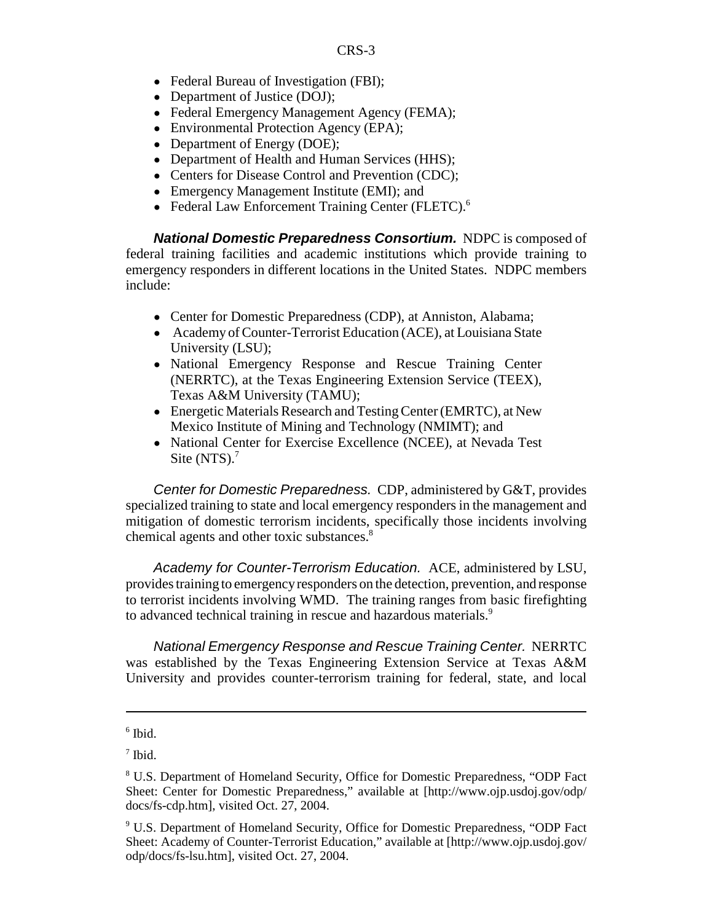- Federal Bureau of Investigation (FBI);
- Department of Justice (DOJ);
- Federal Emergency Management Agency (FEMA);
- Environmental Protection Agency (EPA);
- Department of Energy (DOE);
- Department of Health and Human Services (HHS);
- Centers for Disease Control and Prevention (CDC);
- Emergency Management Institute (EMI); and
- Federal Law Enforcement Training Center (FLETC).[6]

***National Domestic Preparedness Consortium.*** NDPC is composed of federal training facilities and academic institutions which provide training to emergency responders in different locations in the United States. NDPC members include:

- Center for Domestic Preparedness (CDP), at Anniston, Alabama;
- Academy of Counter-Terrorist Education (ACE), at Louisiana State University (LSU);
- National Emergency Response and Rescue Training Center (NERRTC), at the Texas Engineering Extension Service (TEEX), Texas A&M University (TAMU);
- Energetic Materials Research and Testing Center (EMRTC), at New Mexico Institute of Mining and Technology (NMIMT); and
- National Center for Exercise Excellence (NCEE), at Nevada Test Site (NTS).[7]

*Center for Domestic Preparedness.* CDP, administered by G&T, provides specialized training to state and local emergency responders in the management and mitigation of domestic terrorism incidents, specifically those incidents involving chemical agents and other toxic substances.[8]

*Academy for Counter-Terrorism Education.* ACE, administered by LSU, provides training to emergency responders on the detection, prevention, and response to terrorist incidents involving WMD. The training ranges from basic firefighting to advanced technical training in rescue and hazardous materials.[9]

*National Emergency Response and Rescue Training Center.* NERRTC was established by the Texas Engineering Extension Service at Texas A&M University and provides counter-terrorism training for federal, state, and local

---

[6] Ibid.

[7] Ibid.

[8] U.S. Department of Homeland Security, Office for Domestic Preparedness, "ODP Fact Sheet: Center for Domestic Preparedness," available at [http://www.ojp.usdoj.gov/odp/docs/fs-cdp.htm], visited Oct. 27, 2004.

[9] U.S. Department of Homeland Security, Office for Domestic Preparedness, "ODP Fact Sheet: Academy of Counter-Terrorist Education," available at [http://www.ojp.usdoj.gov/odp/docs/fs-lsu.htm], visited Oct. 27, 2004.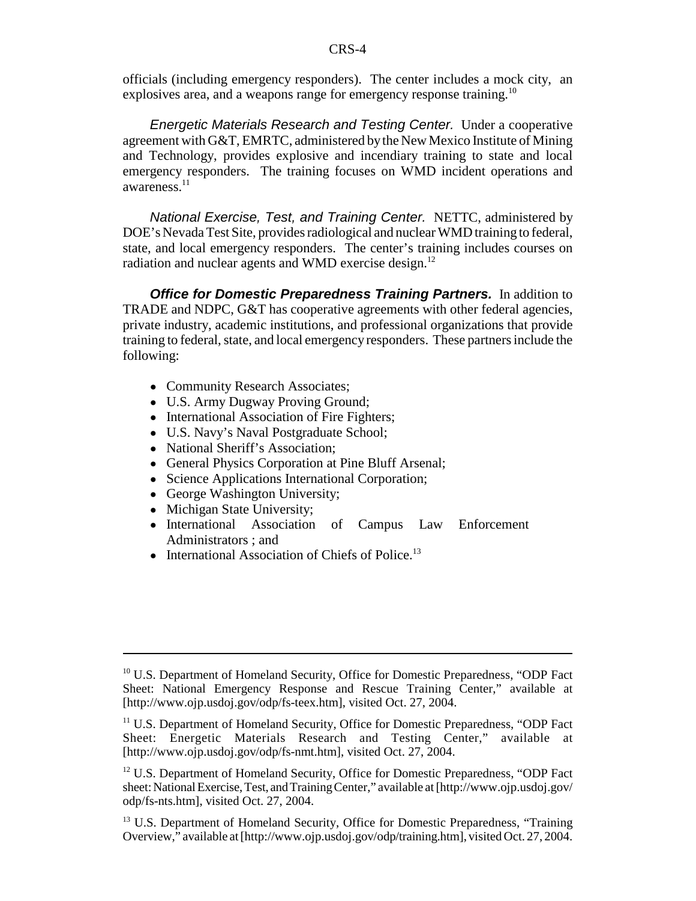officials (including emergency responders). The center includes a mock city, an explosives area, and a weapons range for emergency response training.[10]

*Energetic Materials Research and Testing Center.* Under a cooperative agreement with G&T, EMRTC, administered by the New Mexico Institute of Mining and Technology, provides explosive and incendiary training to state and local emergency responders. The training focuses on WMD incident operations and awareness.[11]

*National Exercise, Test, and Training Center.* NETTC, administered by DOE's Nevada Test Site, provides radiological and nuclear WMD training to federal, state, and local emergency responders. The center's training includes courses on radiation and nuclear agents and WMD exercise design.[12]

***Office for Domestic Preparedness Training Partners.*** In addition to TRADE and NDPC, G&T has cooperative agreements with other federal agencies, private industry, academic institutions, and professional organizations that provide training to federal, state, and local emergency responders. These partners include the following:

- Community Research Associates;
- U.S. Army Dugway Proving Ground;
- International Association of Fire Fighters;
- U.S. Navy's Naval Postgraduate School;
- National Sheriff's Association;
- General Physics Corporation at Pine Bluff Arsenal;
- Science Applications International Corporation;
- George Washington University;
- Michigan State University;
- International Association of Campus Law Enforcement Administrators ; and
- International Association of Chiefs of Police.[13]

---

[10] U.S. Department of Homeland Security, Office for Domestic Preparedness, "ODP Fact Sheet: National Emergency Response and Rescue Training Center," available at [http://www.ojp.usdoj.gov/odp/fs-teex.htm], visited Oct. 27, 2004.

[11] U.S. Department of Homeland Security, Office for Domestic Preparedness, "ODP Fact Sheet: Energetic Materials Research and Testing Center," available at [http://www.ojp.usdoj.gov/odp/fs-nmt.htm], visited Oct. 27, 2004.

[12] U.S. Department of Homeland Security, Office for Domestic Preparedness, "ODP Fact sheet: National Exercise, Test, and Training Center," available at [http://www.ojp.usdoj.gov/odp/fs-nts.htm], visited Oct. 27, 2004.

[13] U.S. Department of Homeland Security, Office for Domestic Preparedness, "Training Overview," available at [http://www.ojp.usdoj.gov/odp/training.htm], visited Oct. 27, 2004.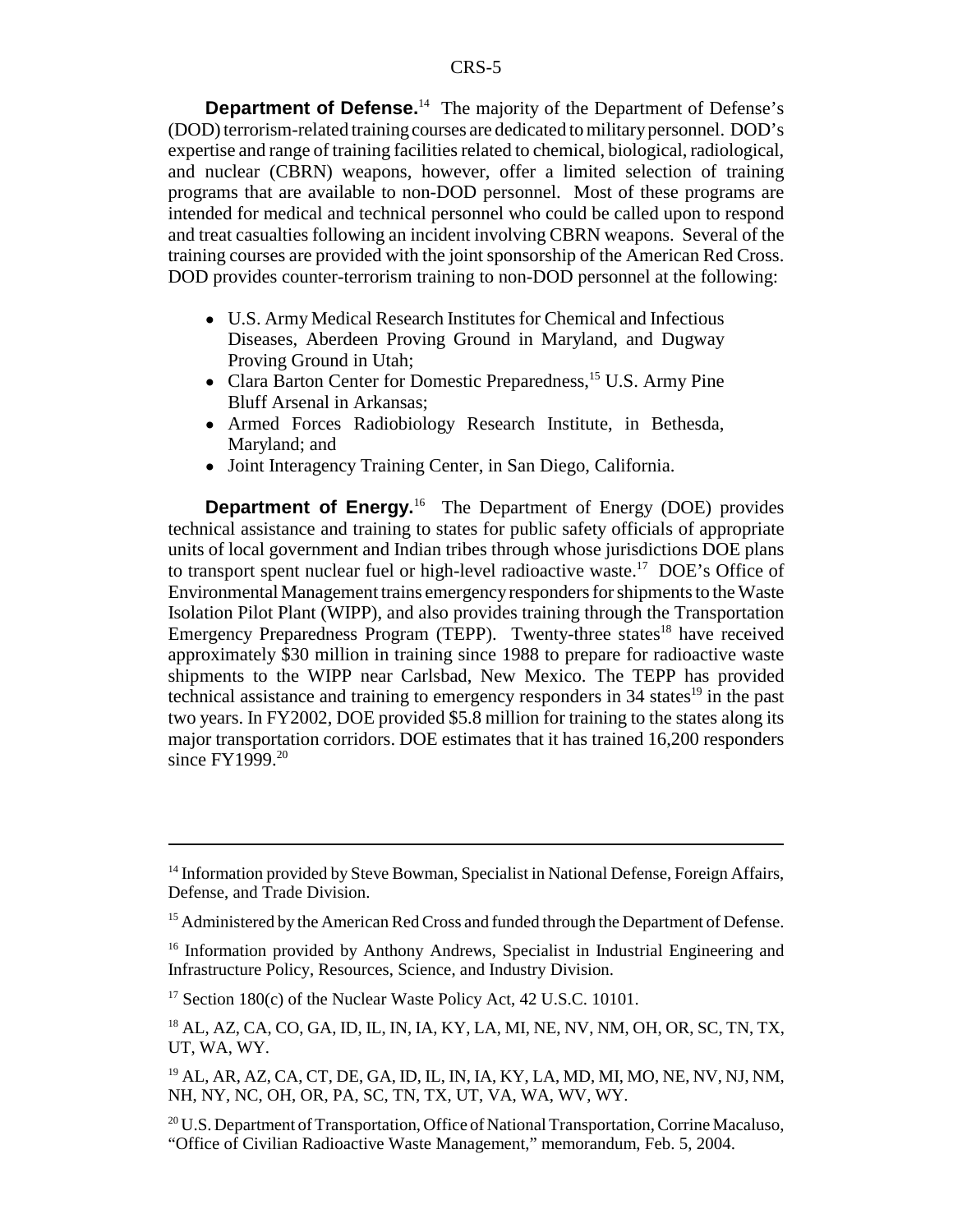**Department of Defense.**[14] The majority of the Department of Defense's (DOD) terrorism-related training courses are dedicated to military personnel. DOD's expertise and range of training facilities related to chemical, biological, radiological, and nuclear (CBRN) weapons, however, offer a limited selection of training programs that are available to non-DOD personnel. Most of these programs are intended for medical and technical personnel who could be called upon to respond and treat casualties following an incident involving CBRN weapons. Several of the training courses are provided with the joint sponsorship of the American Red Cross. DOD provides counter-terrorism training to non-DOD personnel at the following:

- U.S. Army Medical Research Institutes for Chemical and Infectious Diseases, Aberdeen Proving Ground in Maryland, and Dugway Proving Ground in Utah;
- Clara Barton Center for Domestic Preparedness,[15] U.S. Army Pine Bluff Arsenal in Arkansas;
- Armed Forces Radiobiology Research Institute, in Bethesda, Maryland; and
- Joint Interagency Training Center, in San Diego, California.

**Department of Energy.**[16] The Department of Energy (DOE) provides technical assistance and training to states for public safety officials of appropriate units of local government and Indian tribes through whose jurisdictions DOE plans to transport spent nuclear fuel or high-level radioactive waste.[17] DOE's Office of Environmental Management trains emergency responders for shipments to the Waste Isolation Pilot Plant (WIPP), and also provides training through the Transportation Emergency Preparedness Program (TEPP). Twenty-three states[18] have received approximately $30 million in training since 1988 to prepare for radioactive waste shipments to the WIPP near Carlsbad, New Mexico. The TEPP has provided technical assistance and training to emergency responders in 34 states[19] in the past two years. In FY2002, DOE provided $5.8 million for training to the states along its major transportation corridors. DOE estimates that it has trained 16,200 responders since FY1999.[20]

---

[14] Information provided by Steve Bowman, Specialist in National Defense, Foreign Affairs, Defense, and Trade Division.

[15] Administered by the American Red Cross and funded through the Department of Defense.

[16] Information provided by Anthony Andrews, Specialist in Industrial Engineering and Infrastructure Policy, Resources, Science, and Industry Division.

[17] Section 180(c) of the Nuclear Waste Policy Act, 42 U.S.C. 10101.

[18] AL, AZ, CA, CO, GA, ID, IL, IN, IA, KY, LA, MI, NE, NV, NM, OH, OR, SC, TN, TX, UT, WA, WY.

[19] AL, AR, AZ, CA, CT, DE, GA, ID, IL, IN, IA, KY, LA, MD, MI, MO, NE, NV, NJ, NM, NH, NY, NC, OH, OR, PA, SC, TN, TX, UT, VA, WA, WV, WY.

[20] U.S. Department of Transportation, Office of National Transportation, Corrine Macaluso, "Office of Civilian Radioactive Waste Management," memorandum, Feb. 5, 2004.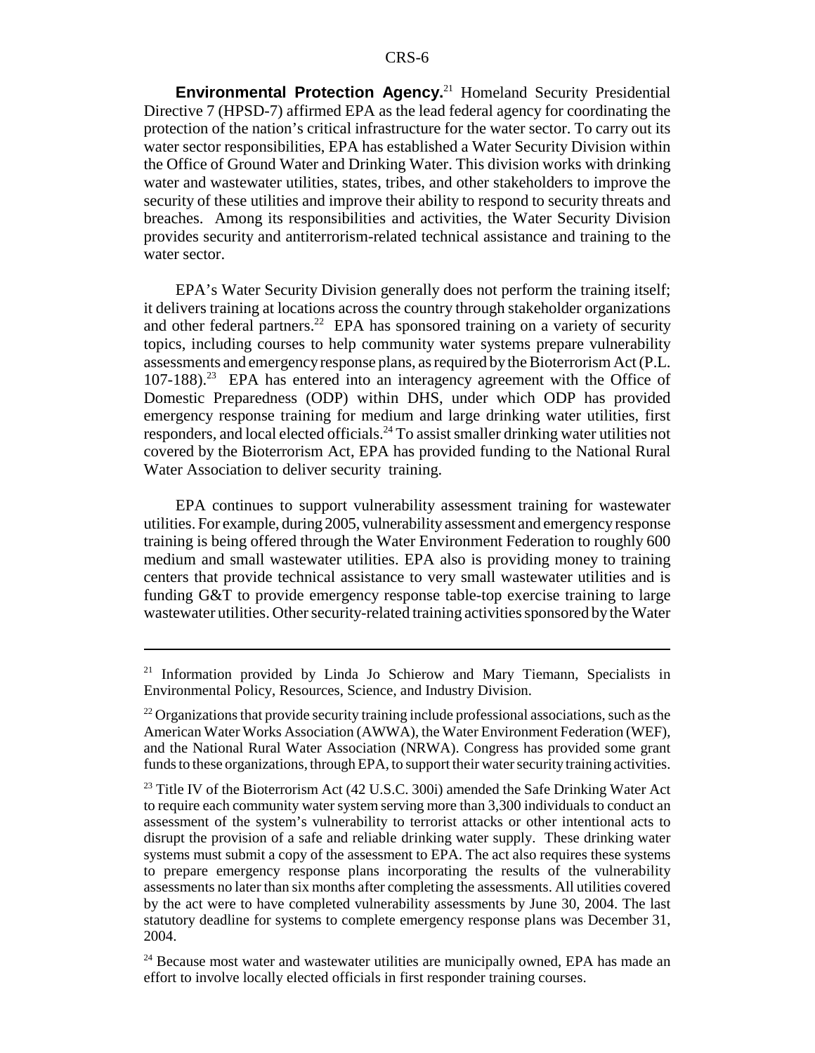**Environmental Protection Agency.**[21] Homeland Security Presidential Directive 7 (HPSD-7) affirmed EPA as the lead federal agency for coordinating the protection of the nation's critical infrastructure for the water sector. To carry out its water sector responsibilities, EPA has established a Water Security Division within the Office of Ground Water and Drinking Water. This division works with drinking water and wastewater utilities, states, tribes, and other stakeholders to improve the security of these utilities and improve their ability to respond to security threats and breaches. Among its responsibilities and activities, the Water Security Division provides security and antiterrorism-related technical assistance and training to the water sector.

EPA's Water Security Division generally does not perform the training itself; it delivers training at locations across the country through stakeholder organizations and other federal partners.[22] EPA has sponsored training on a variety of security topics, including courses to help community water systems prepare vulnerability assessments and emergency response plans, as required by the Bioterrorism Act (P.L. 107-188).[23] EPA has entered into an interagency agreement with the Office of Domestic Preparedness (ODP) within DHS, under which ODP has provided emergency response training for medium and large drinking water utilities, first responders, and local elected officials.[24] To assist smaller drinking water utilities not covered by the Bioterrorism Act, EPA has provided funding to the National Rural Water Association to deliver security training.

EPA continues to support vulnerability assessment training for wastewater utilities. For example, during 2005, vulnerability assessment and emergency response training is being offered through the Water Environment Federation to roughly 600 medium and small wastewater utilities. EPA also is providing money to training centers that provide technical assistance to very small wastewater utilities and is funding G&T to provide emergency response table-top exercise training to large wastewater utilities. Other security-related training activities sponsored by the Water

---

[21] Information provided by Linda Jo Schierow and Mary Tiemann, Specialists in Environmental Policy, Resources, Science, and Industry Division.

[22] Organizations that provide security training include professional associations, such as the American Water Works Association (AWWA), the Water Environment Federation (WEF), and the National Rural Water Association (NRWA). Congress has provided some grant funds to these organizations, through EPA, to support their water security training activities.

[23] Title IV of the Bioterrorism Act (42 U.S.C. 300i) amended the Safe Drinking Water Act to require each community water system serving more than 3,300 individuals to conduct an assessment of the system's vulnerability to terrorist attacks or other intentional acts to disrupt the provision of a safe and reliable drinking water supply. These drinking water systems must submit a copy of the assessment to EPA. The act also requires these systems to prepare emergency response plans incorporating the results of the vulnerability assessments no later than six months after completing the assessments. All utilities covered by the act were to have completed vulnerability assessments by June 30, 2004. The last statutory deadline for systems to complete emergency response plans was December 31, 2004.

[24] Because most water and wastewater utilities are municipally owned, EPA has made an effort to involve locally elected officials in first responder training courses.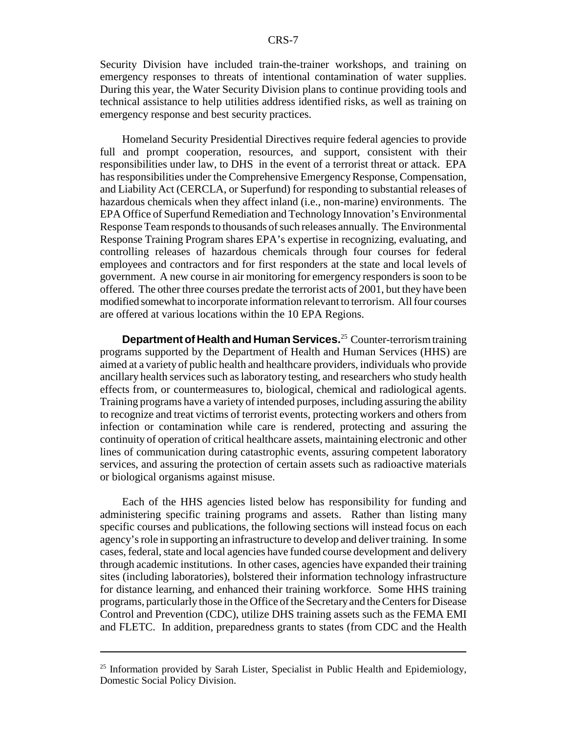Security Division have included train-the-trainer workshops, and training on emergency responses to threats of intentional contamination of water supplies. During this year, the Water Security Division plans to continue providing tools and technical assistance to help utilities address identified risks, as well as training on emergency response and best security practices.

Homeland Security Presidential Directives require federal agencies to provide full and prompt cooperation, resources, and support, consistent with their responsibilities under law, to DHS in the event of a terrorist threat or attack. EPA has responsibilities under the Comprehensive Emergency Response, Compensation, and Liability Act (CERCLA, or Superfund) for responding to substantial releases of hazardous chemicals when they affect inland (i.e., non-marine) environments. The EPA Office of Superfund Remediation and Technology Innovation's Environmental Response Team responds to thousands of such releases annually. The Environmental Response Training Program shares EPA's expertise in recognizing, evaluating, and controlling releases of hazardous chemicals through four courses for federal employees and contractors and for first responders at the state and local levels of government. A new course in air monitoring for emergency responders is soon to be offered. The other three courses predate the terrorist acts of 2001, but they have been modified somewhat to incorporate information relevant to terrorism. All four courses are offered at various locations within the 10 EPA Regions.

**Department of Health and Human Services.**[25] Counter-terrorism training programs supported by the Department of Health and Human Services (HHS) are aimed at a variety of public health and healthcare providers, individuals who provide ancillary health services such as laboratory testing, and researchers who study health effects from, or countermeasures to, biological, chemical and radiological agents. Training programs have a variety of intended purposes, including assuring the ability to recognize and treat victims of terrorist events, protecting workers and others from infection or contamination while care is rendered, protecting and assuring the continuity of operation of critical healthcare assets, maintaining electronic and other lines of communication during catastrophic events, assuring competent laboratory services, and assuring the protection of certain assets such as radioactive materials or biological organisms against misuse.

Each of the HHS agencies listed below has responsibility for funding and administering specific training programs and assets. Rather than listing many specific courses and publications, the following sections will instead focus on each agency's role in supporting an infrastructure to develop and deliver training. In some cases, federal, state and local agencies have funded course development and delivery through academic institutions. In other cases, agencies have expanded their training sites (including laboratories), bolstered their information technology infrastructure for distance learning, and enhanced their training workforce. Some HHS training programs, particularly those in the Office of the Secretary and the Centers for Disease Control and Prevention (CDC), utilize DHS training assets such as the FEMA EMI and FLETC. In addition, preparedness grants to states (from CDC and the Health

---

[25] Information provided by Sarah Lister, Specialist in Public Health and Epidemiology, Domestic Social Policy Division.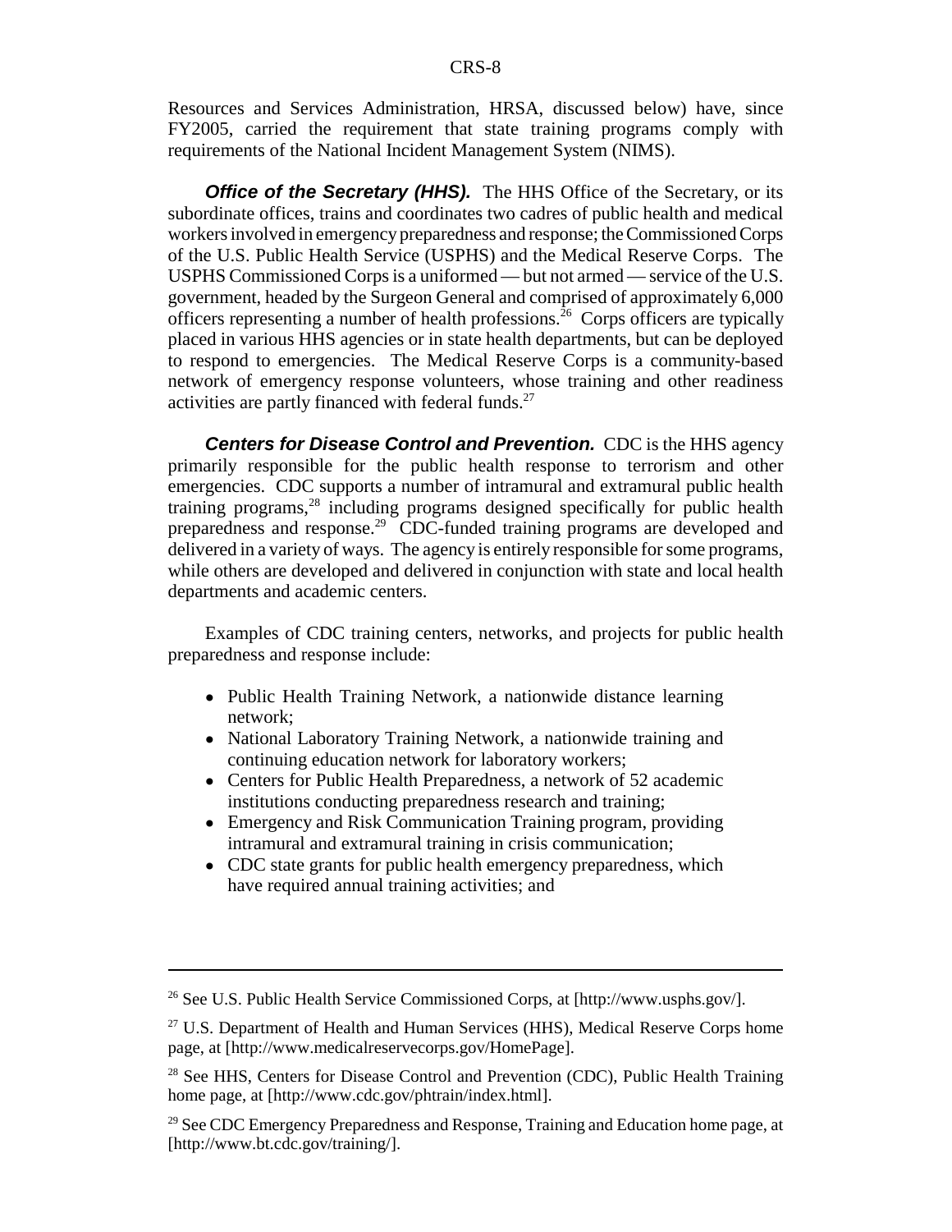Resources and Services Administration, HRSA, discussed below) have, since FY2005, carried the requirement that state training programs comply with requirements of the National Incident Management System (NIMS).

***Office of the Secretary (HHS).*** The HHS Office of the Secretary, or its subordinate offices, trains and coordinates two cadres of public health and medical workers involved in emergency preparedness and response; the Commissioned Corps of the U.S. Public Health Service (USPHS) and the Medical Reserve Corps. The USPHS Commissioned Corps is a uniformed — but not armed — service of the U.S. government, headed by the Surgeon General and comprised of approximately 6,000 officers representing a number of health professions.[26] Corps officers are typically placed in various HHS agencies or in state health departments, but can be deployed to respond to emergencies. The Medical Reserve Corps is a community-based network of emergency response volunteers, whose training and other readiness activities are partly financed with federal funds.[27]

***Centers for Disease Control and Prevention.*** CDC is the HHS agency primarily responsible for the public health response to terrorism and other emergencies. CDC supports a number of intramural and extramural public health training programs,[28] including programs designed specifically for public health preparedness and response.[29] CDC-funded training programs are developed and delivered in a variety of ways. The agency is entirely responsible for some programs, while others are developed and delivered in conjunction with state and local health departments and academic centers.

Examples of CDC training centers, networks, and projects for public health preparedness and response include:

- Public Health Training Network, a nationwide distance learning network;
- National Laboratory Training Network, a nationwide training and continuing education network for laboratory workers;
- Centers for Public Health Preparedness, a network of 52 academic institutions conducting preparedness research and training;
- Emergency and Risk Communication Training program, providing intramural and extramural training in crisis communication;
- CDC state grants for public health emergency preparedness, which have required annual training activities; and

---

[26] See U.S. Public Health Service Commissioned Corps, at [http://www.usphs.gov/].

[27] U.S. Department of Health and Human Services (HHS), Medical Reserve Corps home page, at [http://www.medicalreservecorps.gov/HomePage].

[28] See HHS, Centers for Disease Control and Prevention (CDC), Public Health Training home page, at [http://www.cdc.gov/phtrain/index.html].

[29] See CDC Emergency Preparedness and Response, Training and Education home page, at [http://www.bt.cdc.gov/training/].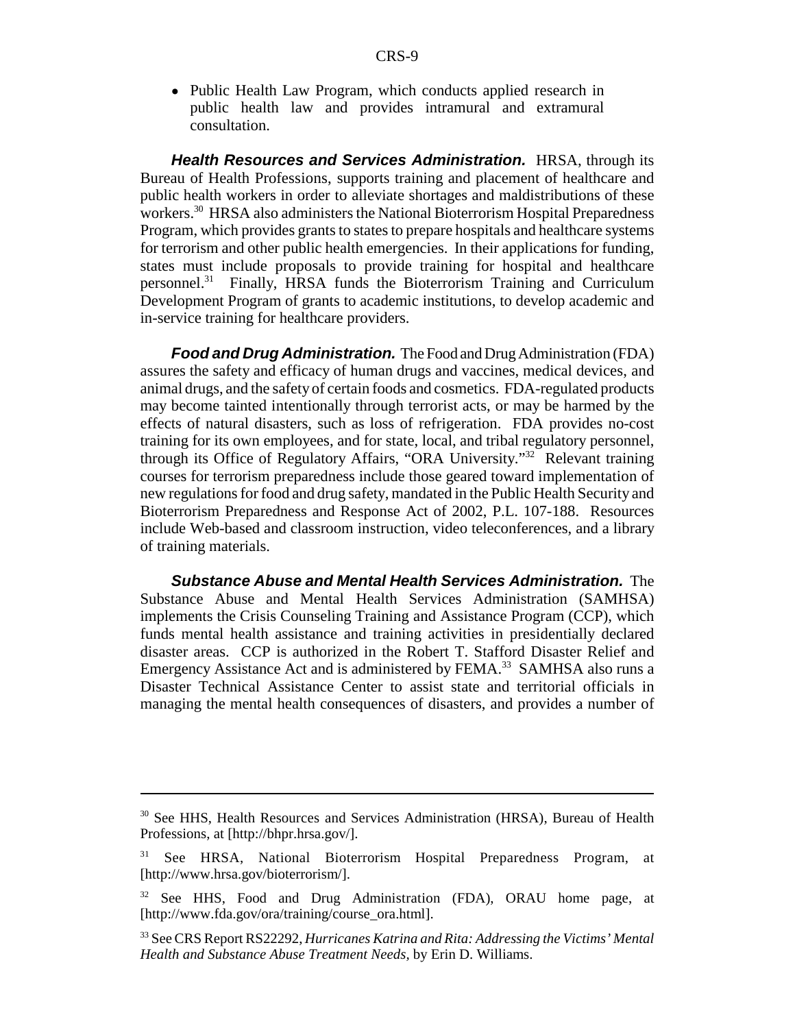- Public Health Law Program, which conducts applied research in public health law and provides intramural and extramural consultation.

***Health Resources and Services Administration.*** HRSA, through its Bureau of Health Professions, supports training and placement of healthcare and public health workers in order to alleviate shortages and maldistributions of these workers.[30] HRSA also administers the National Bioterrorism Hospital Preparedness Program, which provides grants to states to prepare hospitals and healthcare systems for terrorism and other public health emergencies. In their applications for funding, states must include proposals to provide training for hospital and healthcare personnel.[31] Finally, HRSA funds the Bioterrorism Training and Curriculum Development Program of grants to academic institutions, to develop academic and in-service training for healthcare providers.

***Food and Drug Administration.*** The Food and Drug Administration (FDA) assures the safety and efficacy of human drugs and vaccines, medical devices, and animal drugs, and the safety of certain foods and cosmetics. FDA-regulated products may become tainted intentionally through terrorist acts, or may be harmed by the effects of natural disasters, such as loss of refrigeration. FDA provides no-cost training for its own employees, and for state, local, and tribal regulatory personnel, through its Office of Regulatory Affairs, "ORA University."[32] Relevant training courses for terrorism preparedness include those geared toward implementation of new regulations for food and drug safety, mandated in the Public Health Security and Bioterrorism Preparedness and Response Act of 2002, P.L. 107-188. Resources include Web-based and classroom instruction, video teleconferences, and a library of training materials.

***Substance Abuse and Mental Health Services Administration.*** The Substance Abuse and Mental Health Services Administration (SAMHSA) implements the Crisis Counseling Training and Assistance Program (CCP), which funds mental health assistance and training activities in presidentially declared disaster areas. CCP is authorized in the Robert T. Stafford Disaster Relief and Emergency Assistance Act and is administered by FEMA.[33] SAMHSA also runs a Disaster Technical Assistance Center to assist state and territorial officials in managing the mental health consequences of disasters, and provides a number of

---

[30] See HHS, Health Resources and Services Administration (HRSA), Bureau of Health Professions, at [http://bhpr.hrsa.gov/].

[31] See HRSA, National Bioterrorism Hospital Preparedness Program, at [http://www.hrsa.gov/bioterrorism/].

[32] See HHS, Food and Drug Administration (FDA), ORAU home page, at [http://www.fda.gov/ora/training/course_ora.html].

[33] See CRS Report RS22292, *Hurricanes Katrina and Rita: Addressing the Victims' Mental Health and Substance Abuse Treatment Needs,* by Erin D. Williams.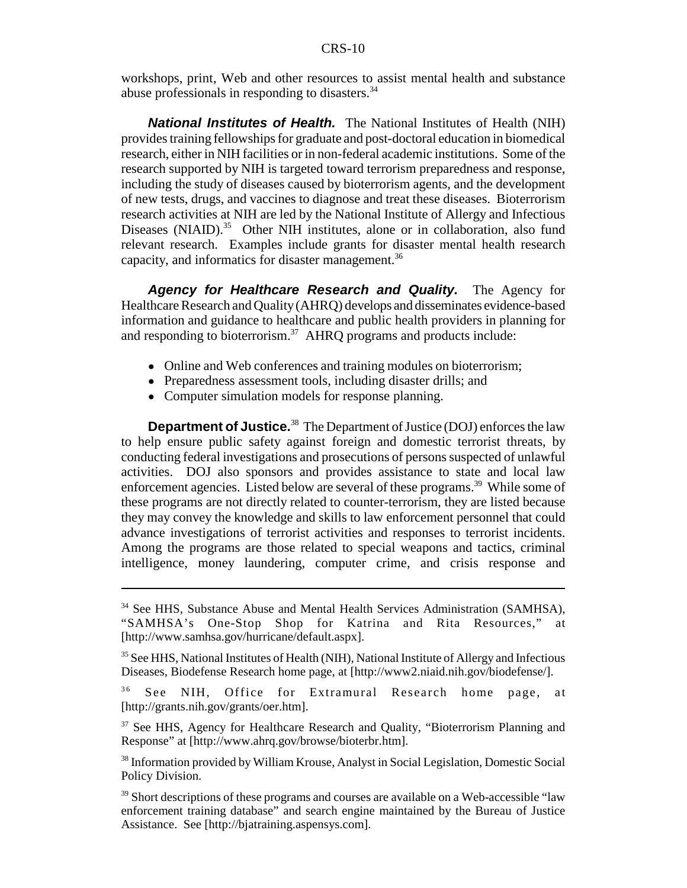workshops, print, Web and other resources to assist mental health and substance abuse professionals in responding to disasters.[34]

***National Institutes of Health.*** The National Institutes of Health (NIH) provides training fellowships for graduate and post-doctoral education in biomedical research, either in NIH facilities or in non-federal academic institutions. Some of the research supported by NIH is targeted toward terrorism preparedness and response, including the study of diseases caused by bioterrorism agents, and the development of new tests, drugs, and vaccines to diagnose and treat these diseases. Bioterrorism research activities at NIH are led by the National Institute of Allergy and Infectious Diseases (NIAID).[35] Other NIH institutes, alone or in collaboration, also fund relevant research. Examples include grants for disaster mental health research capacity, and informatics for disaster management.[36]

***Agency for Healthcare Research and Quality.*** The Agency for Healthcare Research and Quality (AHRQ) develops and disseminates evidence-based information and guidance to healthcare and public health providers in planning for and responding to bioterrorism.[37] AHRQ programs and products include:

- Online and Web conferences and training modules on bioterrorism;
- Preparedness assessment tools, including disaster drills; and
- Computer simulation models for response planning.

**Department of Justice.**[38] The Department of Justice (DOJ) enforces the law to help ensure public safety against foreign and domestic terrorist threats, by conducting federal investigations and prosecutions of persons suspected of unlawful activities. DOJ also sponsors and provides assistance to state and local law enforcement agencies. Listed below are several of these programs.[39] While some of these programs are not directly related to counter-terrorism, they are listed because they may convey the knowledge and skills to law enforcement personnel that could advance investigations of terrorist activities and responses to terrorist incidents. Among the programs are those related to special weapons and tactics, criminal intelligence, money laundering, computer crime, and crisis response and

---

[34] See HHS, Substance Abuse and Mental Health Services Administration (SAMHSA), "SAMHSA's One-Stop Shop for Katrina and Rita Resources," at [http://www.samhsa.gov/hurricane/default.aspx].

[35] See HHS, National Institutes of Health (NIH), National Institute of Allergy and Infectious Diseases, Biodefense Research home page, at [http://www2.niaid.nih.gov/biodefense/].

[36] See NIH, Office for Extramural Research home page, at [http://grants.nih.gov/grants/oer.htm].

[37] See HHS, Agency for Healthcare Research and Quality, "Bioterrorism Planning and Response" at [http://www.ahrq.gov/browse/bioterbr.htm].

[38] Information provided by William Krouse, Analyst in Social Legislation, Domestic Social Policy Division.

[39] Short descriptions of these programs and courses are available on a Web-accessible "law enforcement training database" and search engine maintained by the Bureau of Justice Assistance. See [http://bjatraining.aspensys.com].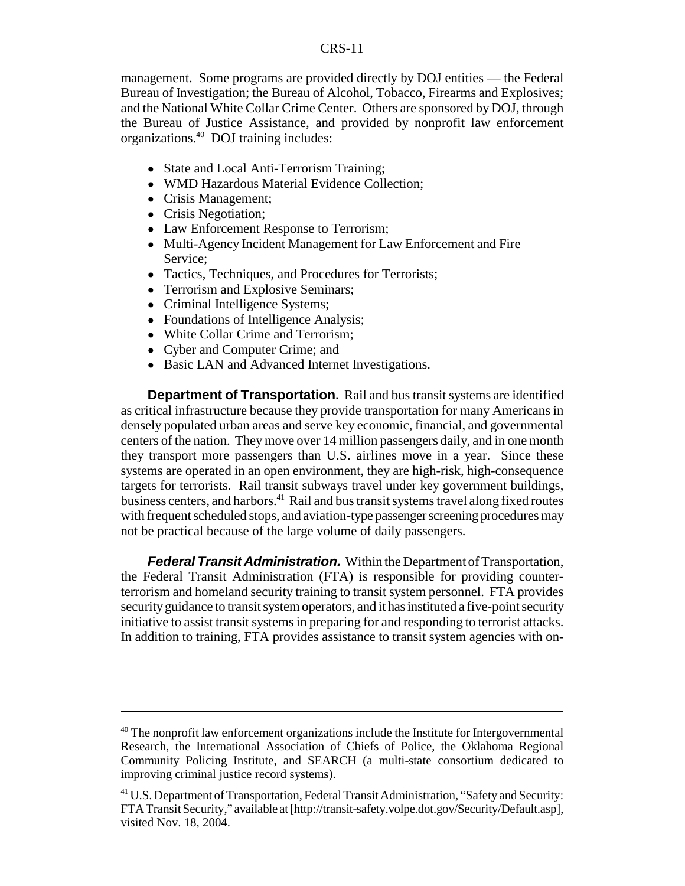management. Some programs are provided directly by DOJ entities — the Federal Bureau of Investigation; the Bureau of Alcohol, Tobacco, Firearms and Explosives; and the National White Collar Crime Center. Others are sponsored by DOJ, through the Bureau of Justice Assistance, and provided by nonprofit law enforcement organizations.[40] DOJ training includes:

- State and Local Anti-Terrorism Training;
- WMD Hazardous Material Evidence Collection;
- Crisis Management;
- Crisis Negotiation;
- Law Enforcement Response to Terrorism;
- Multi-Agency Incident Management for Law Enforcement and Fire Service;
- Tactics, Techniques, and Procedures for Terrorists;
- Terrorism and Explosive Seminars;
- Criminal Intelligence Systems;
- Foundations of Intelligence Analysis;
- White Collar Crime and Terrorism;
- Cyber and Computer Crime; and
- Basic LAN and Advanced Internet Investigations.

**Department of Transportation.** Rail and bus transit systems are identified as critical infrastructure because they provide transportation for many Americans in densely populated urban areas and serve key economic, financial, and governmental centers of the nation. They move over 14 million passengers daily, and in one month they transport more passengers than U.S. airlines move in a year. Since these systems are operated in an open environment, they are high-risk, high-consequence targets for terrorists. Rail transit subways travel under key government buildings, business centers, and harbors.[41] Rail and bus transit systems travel along fixed routes with frequent scheduled stops, and aviation-type passenger screening procedures may not be practical because of the large volume of daily passengers.

***Federal Transit Administration.*** Within the Department of Transportation, the Federal Transit Administration (FTA) is responsible for providing counter-terrorism and homeland security training to transit system personnel. FTA provides security guidance to transit system operators, and it has instituted a five-point security initiative to assist transit systems in preparing for and responding to terrorist attacks. In addition to training, FTA provides assistance to transit system agencies with on-

---

[40] The nonprofit law enforcement organizations include the Institute for Intergovernmental Research, the International Association of Chiefs of Police, the Oklahoma Regional Community Policing Institute, and SEARCH (a multi-state consortium dedicated to improving criminal justice record systems).

[41] U.S. Department of Transportation, Federal Transit Administration, "Safety and Security: FTA Transit Security," available at [http://transit-safety.volpe.dot.gov/Security/Default.asp], visited Nov. 18, 2004.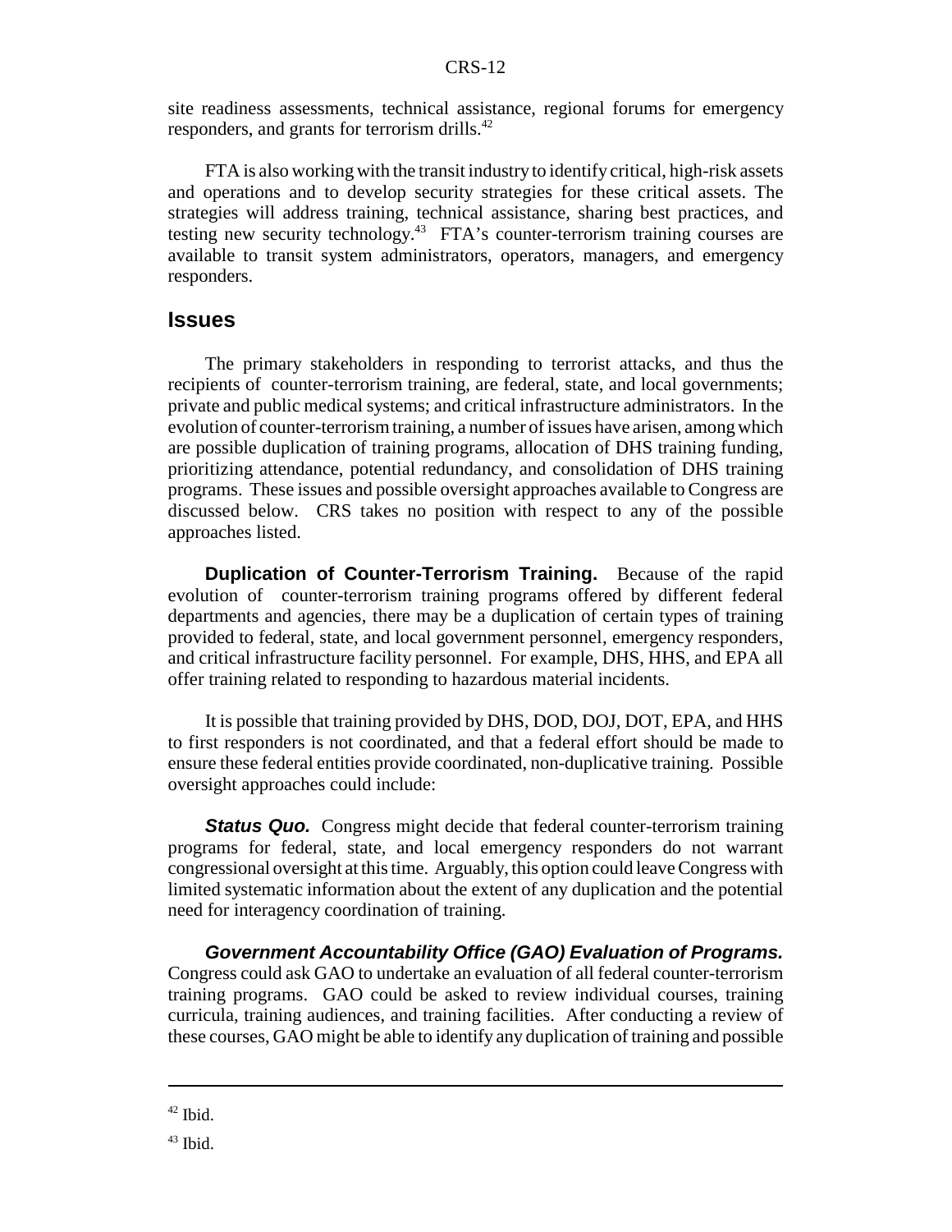site readiness assessments, technical assistance, regional forums for emergency responders, and grants for terrorism drills.[42]

FTA is also working with the transit industry to identify critical, high-risk assets and operations and to develop security strategies for these critical assets. The strategies will address training, technical assistance, sharing best practices, and testing new security technology.[43] FTA's counter-terrorism training courses are available to transit system administrators, operators, managers, and emergency responders.

## Issues

The primary stakeholders in responding to terrorist attacks, and thus the recipients of counter-terrorism training, are federal, state, and local governments; private and public medical systems; and critical infrastructure administrators. In the evolution of counter-terrorism training, a number of issues have arisen, among which are possible duplication of training programs, allocation of DHS training funding, prioritizing attendance, potential redundancy, and consolidation of DHS training programs. These issues and possible oversight approaches available to Congress are discussed below. CRS takes no position with respect to any of the possible approaches listed.

**Duplication of Counter-Terrorism Training.** Because of the rapid evolution of counter-terrorism training programs offered by different federal departments and agencies, there may be a duplication of certain types of training provided to federal, state, and local government personnel, emergency responders, and critical infrastructure facility personnel. For example, DHS, HHS, and EPA all offer training related to responding to hazardous material incidents.

It is possible that training provided by DHS, DOD, DOJ, DOT, EPA, and HHS to first responders is not coordinated, and that a federal effort should be made to ensure these federal entities provide coordinated, non-duplicative training. Possible oversight approaches could include:

***Status Quo.*** Congress might decide that federal counter-terrorism training programs for federal, state, and local emergency responders do not warrant congressional oversight at this time. Arguably, this option could leave Congress with limited systematic information about the extent of any duplication and the potential need for interagency coordination of training.

***Government Accountability Office (GAO) Evaluation of Programs.*** Congress could ask GAO to undertake an evaluation of all federal counter-terrorism training programs. GAO could be asked to review individual courses, training curricula, training audiences, and training facilities. After conducting a review of these courses, GAO might be able to identify any duplication of training and possible

---

[42] Ibid.

[43] Ibid.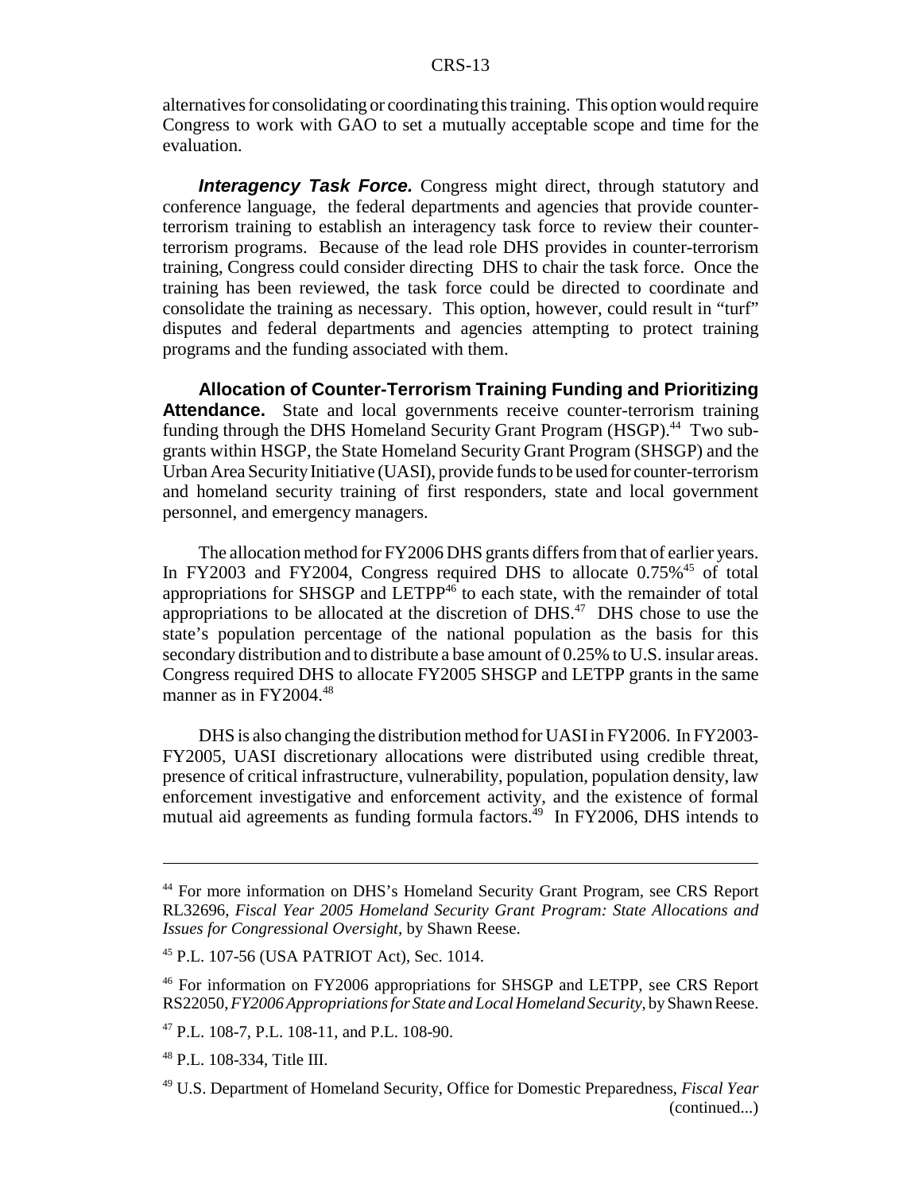alternatives for consolidating or coordinating this training. This option would require Congress to work with GAO to set a mutually acceptable scope and time for the evaluation.

***Interagency Task Force.*** Congress might direct, through statutory and conference language, the federal departments and agencies that provide counter-terrorism training to establish an interagency task force to review their counter-terrorism programs. Because of the lead role DHS provides in counter-terrorism training, Congress could consider directing DHS to chair the task force. Once the training has been reviewed, the task force could be directed to coordinate and consolidate the training as necessary. This option, however, could result in "turf" disputes and federal departments and agencies attempting to protect training programs and the funding associated with them.

**Allocation of Counter-Terrorism Training Funding and Prioritizing Attendance.** State and local governments receive counter-terrorism training funding through the DHS Homeland Security Grant Program (HSGP).[44] Two sub-grants within HSGP, the State Homeland Security Grant Program (SHSGP) and the Urban Area Security Initiative (UASI), provide funds to be used for counter-terrorism and homeland security training of first responders, state and local government personnel, and emergency managers.

The allocation method for FY2006 DHS grants differs from that of earlier years. In FY2003 and FY2004, Congress required DHS to allocate 0.75%[45] of total appropriations for SHSGP and LETPP[46] to each state, with the remainder of total appropriations to be allocated at the discretion of DHS.[47] DHS chose to use the state's population percentage of the national population as the basis for this secondary distribution and to distribute a base amount of 0.25% to U.S. insular areas. Congress required DHS to allocate FY2005 SHSGP and LETPP grants in the same manner as in FY2004.[48]

DHS is also changing the distribution method for UASI in FY2006. In FY2003-FY2005, UASI discretionary allocations were distributed using credible threat, presence of critical infrastructure, vulnerability, population, population density, law enforcement investigative and enforcement activity, and the existence of formal mutual aid agreements as funding formula factors.[49] In FY2006, DHS intends to

---

[44] For more information on DHS's Homeland Security Grant Program, see CRS Report RL32696, *Fiscal Year 2005 Homeland Security Grant Program: State Allocations and Issues for Congressional Oversight*, by Shawn Reese.

[45] P.L. 107-56 (USA PATRIOT Act), Sec. 1014.

[46] For information on FY2006 appropriations for SHSGP and LETPP, see CRS Report RS22050, *FY2006 Appropriations for State and Local Homeland Security*, by Shawn Reese.

[47] P.L. 108-7, P.L. 108-11, and P.L. 108-90.

[48] P.L. 108-334, Title III.

[49] U.S. Department of Homeland Security, Office for Domestic Preparedness, *Fiscal Year* (continued...)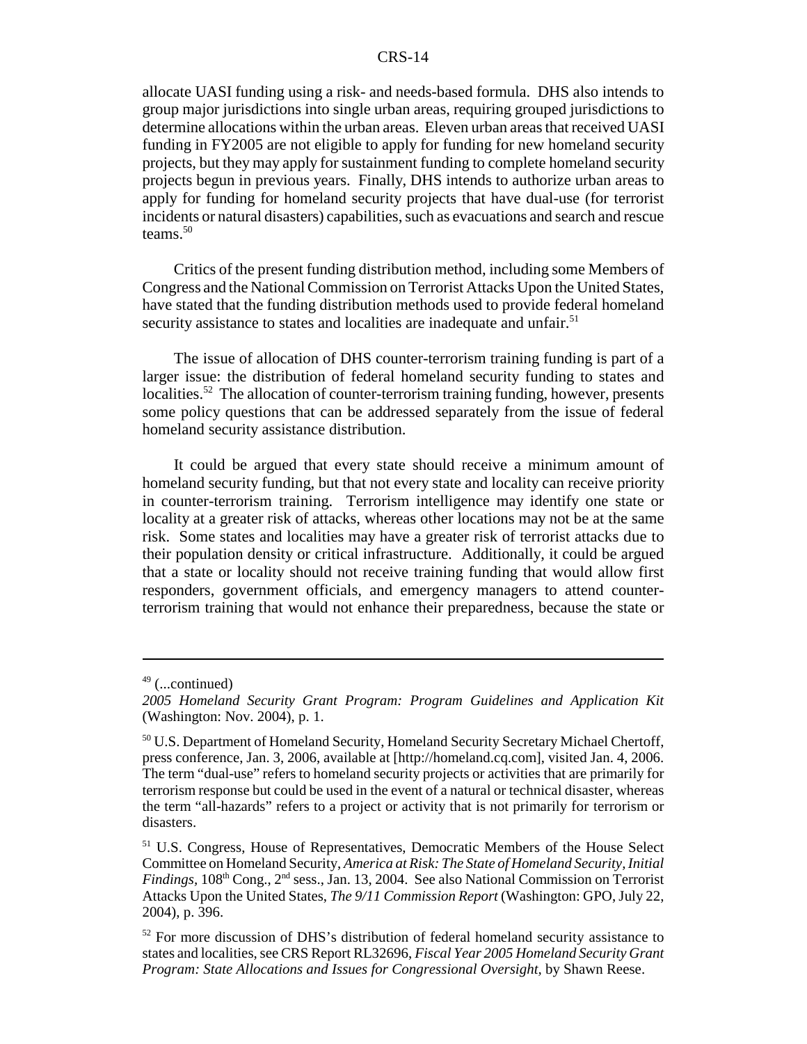allocate UASI funding using a risk- and needs-based formula. DHS also intends to group major jurisdictions into single urban areas, requiring grouped jurisdictions to determine allocations within the urban areas. Eleven urban areas that received UASI funding in FY2005 are not eligible to apply for funding for new homeland security projects, but they may apply for sustainment funding to complete homeland security projects begun in previous years. Finally, DHS intends to authorize urban areas to apply for funding for homeland security projects that have dual-use (for terrorist incidents or natural disasters) capabilities, such as evacuations and search and rescue teams.[50]

Critics of the present funding distribution method, including some Members of Congress and the National Commission on Terrorist Attacks Upon the United States, have stated that the funding distribution methods used to provide federal homeland security assistance to states and localities are inadequate and unfair.[51]

The issue of allocation of DHS counter-terrorism training funding is part of a larger issue: the distribution of federal homeland security funding to states and localities.[52] The allocation of counter-terrorism training funding, however, presents some policy questions that can be addressed separately from the issue of federal homeland security assistance distribution.

It could be argued that every state should receive a minimum amount of homeland security funding, but that not every state and locality can receive priority in counter-terrorism training. Terrorism intelligence may identify one state or locality at a greater risk of attacks, whereas other locations may not be at the same risk. Some states and localities may have a greater risk of terrorist attacks due to their population density or critical infrastructure. Additionally, it could be argued that a state or locality should not receive training funding that would allow first responders, government officials, and emergency managers to attend counter-terrorism training that would not enhance their preparedness, because the state or

---

[49] (...continued) *2005 Homeland Security Grant Program: Program Guidelines and Application Kit* (Washington: Nov. 2004), p. 1.

[50] U.S. Department of Homeland Security, Homeland Security Secretary Michael Chertoff, press conference, Jan. 3, 2006, available at [http://homeland.cq.com], visited Jan. 4, 2006. The term "dual-use" refers to homeland security projects or activities that are primarily for terrorism response but could be used in the event of a natural or technical disaster, whereas the term "all-hazards" refers to a project or activity that is not primarily for terrorism or disasters.

[51] U.S. Congress, House of Representatives, Democratic Members of the House Select Committee on Homeland Security, *America at Risk: The State of Homeland Security, Initial Findings*, 108th Cong., 2nd sess., Jan. 13, 2004. See also National Commission on Terrorist Attacks Upon the United States, *The 9/11 Commission Report* (Washington: GPO, July 22, 2004), p. 396.

[52] For more discussion of DHS's distribution of federal homeland security assistance to states and localities, see CRS Report RL32696, *Fiscal Year 2005 Homeland Security Grant Program: State Allocations and Issues for Congressional Oversight*, by Shawn Reese.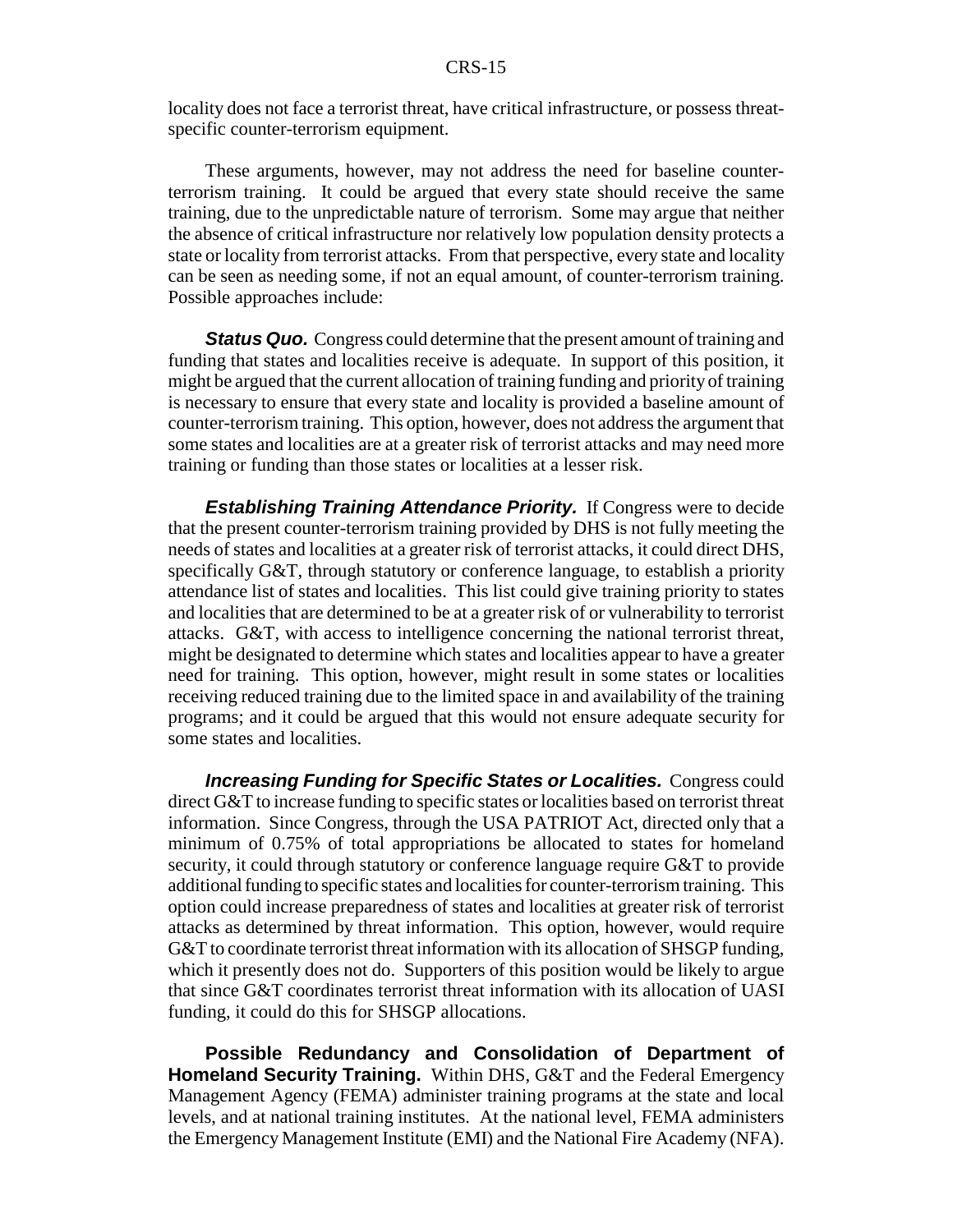locality does not face a terrorist threat, have critical infrastructure, or possess threat-specific counter-terrorism equipment.

These arguments, however, may not address the need for baseline counter-terrorism training. It could be argued that every state should receive the same training, due to the unpredictable nature of terrorism. Some may argue that neither the absence of critical infrastructure nor relatively low population density protects a state or locality from terrorist attacks. From that perspective, every state and locality can be seen as needing some, if not an equal amount, of counter-terrorism training. Possible approaches include:

***Status Quo.*** Congress could determine that the present amount of training and funding that states and localities receive is adequate. In support of this position, it might be argued that the current allocation of training funding and priority of training is necessary to ensure that every state and locality is provided a baseline amount of counter-terrorism training. This option, however, does not address the argument that some states and localities are at a greater risk of terrorist attacks and may need more training or funding than those states or localities at a lesser risk.

***Establishing Training Attendance Priority.*** If Congress were to decide that the present counter-terrorism training provided by DHS is not fully meeting the needs of states and localities at a greater risk of terrorist attacks, it could direct DHS, specifically G&T, through statutory or conference language, to establish a priority attendance list of states and localities. This list could give training priority to states and localities that are determined to be at a greater risk of or vulnerability to terrorist attacks. G&T, with access to intelligence concerning the national terrorist threat, might be designated to determine which states and localities appear to have a greater need for training. This option, however, might result in some states or localities receiving reduced training due to the limited space in and availability of the training programs; and it could be argued that this would not ensure adequate security for some states and localities.

***Increasing Funding for Specific States or Localities.*** Congress could direct G&T to increase funding to specific states or localities based on terrorist threat information. Since Congress, through the USA PATRIOT Act, directed only that a minimum of 0.75% of total appropriations be allocated to states for homeland security, it could through statutory or conference language require G&T to provide additional funding to specific states and localities for counter-terrorism training. This option could increase preparedness of states and localities at greater risk of terrorist attacks as determined by threat information. This option, however, would require G&T to coordinate terrorist threat information with its allocation of SHSGP funding, which it presently does not do. Supporters of this position would be likely to argue that since G&T coordinates terrorist threat information with its allocation of UASI funding, it could do this for SHSGP allocations.

**Possible Redundancy and Consolidation of Department of Homeland Security Training.** Within DHS, G&T and the Federal Emergency Management Agency (FEMA) administer training programs at the state and local levels, and at national training institutes. At the national level, FEMA administers the Emergency Management Institute (EMI) and the National Fire Academy (NFA).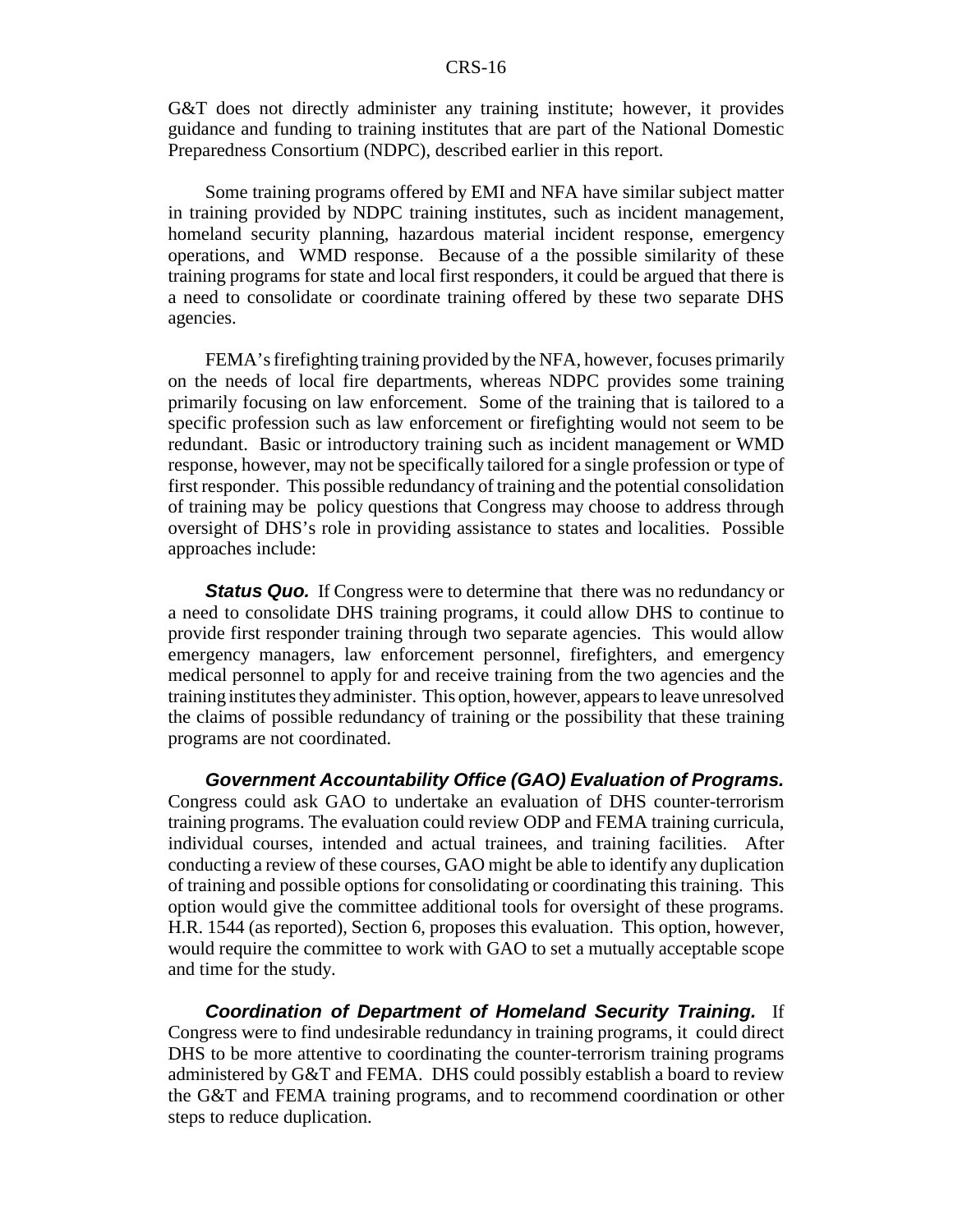G&T does not directly administer any training institute; however, it provides guidance and funding to training institutes that are part of the National Domestic Preparedness Consortium (NDPC), described earlier in this report.

Some training programs offered by EMI and NFA have similar subject matter in training provided by NDPC training institutes, such as incident management, homeland security planning, hazardous material incident response, emergency operations, and WMD response. Because of a the possible similarity of these training programs for state and local first responders, it could be argued that there is a need to consolidate or coordinate training offered by these two separate DHS agencies.

FEMA's firefighting training provided by the NFA, however, focuses primarily on the needs of local fire departments, whereas NDPC provides some training primarily focusing on law enforcement. Some of the training that is tailored to a specific profession such as law enforcement or firefighting would not seem to be redundant. Basic or introductory training such as incident management or WMD response, however, may not be specifically tailored for a single profession or type of first responder. This possible redundancy of training and the potential consolidation of training may be policy questions that Congress may choose to address through oversight of DHS's role in providing assistance to states and localities. Possible approaches include:

***Status Quo.*** If Congress were to determine that there was no redundancy or a need to consolidate DHS training programs, it could allow DHS to continue to provide first responder training through two separate agencies. This would allow emergency managers, law enforcement personnel, firefighters, and emergency medical personnel to apply for and receive training from the two agencies and the training institutes they administer. This option, however, appears to leave unresolved the claims of possible redundancy of training or the possibility that these training programs are not coordinated.

***Government Accountability Office (GAO) Evaluation of Programs.*** Congress could ask GAO to undertake an evaluation of DHS counter-terrorism training programs. The evaluation could review ODP and FEMA training curricula, individual courses, intended and actual trainees, and training facilities. After conducting a review of these courses, GAO might be able to identify any duplication of training and possible options for consolidating or coordinating this training. This option would give the committee additional tools for oversight of these programs. H.R. 1544 (as reported), Section 6, proposes this evaluation. This option, however, would require the committee to work with GAO to set a mutually acceptable scope and time for the study.

***Coordination of Department of Homeland Security Training.*** If Congress were to find undesirable redundancy in training programs, it could direct DHS to be more attentive to coordinating the counter-terrorism training programs administered by G&T and FEMA. DHS could possibly establish a board to review the G&T and FEMA training programs, and to recommend coordination or other steps to reduce duplication.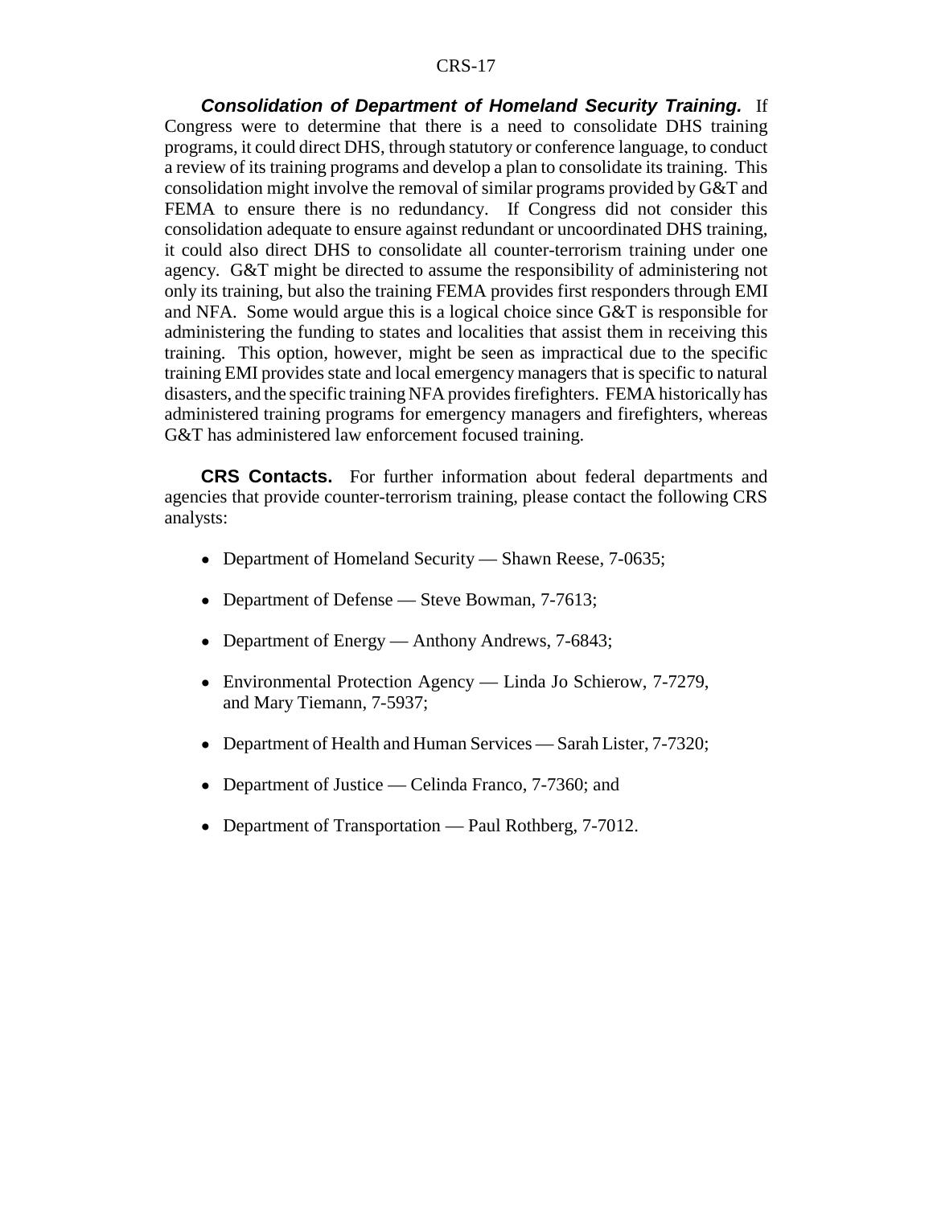***Consolidation of Department of Homeland Security Training.*** If Congress were to determine that there is a need to consolidate DHS training programs, it could direct DHS, through statutory or conference language, to conduct a review of its training programs and develop a plan to consolidate its training. This consolidation might involve the removal of similar programs provided by G&T and FEMA to ensure there is no redundancy. If Congress did not consider this consolidation adequate to ensure against redundant or uncoordinated DHS training, it could also direct DHS to consolidate all counter-terrorism training under one agency. G&T might be directed to assume the responsibility of administering not only its training, but also the training FEMA provides first responders through EMI and NFA. Some would argue this is a logical choice since G&T is responsible for administering the funding to states and localities that assist them in receiving this training. This option, however, might be seen as impractical due to the specific training EMI provides state and local emergency managers that is specific to natural disasters, and the specific training NFA provides firefighters. FEMA historically has administered training programs for emergency managers and firefighters, whereas G&T has administered law enforcement focused training.

**CRS Contacts.** For further information about federal departments and agencies that provide counter-terrorism training, please contact the following CRS analysts:

- Department of Homeland Security — Shawn Reese, 7-0635;
- Department of Defense — Steve Bowman, 7-7613;
- Department of Energy — Anthony Andrews, 7-6843;
- Environmental Protection Agency — Linda Jo Schierow, 7-7279, and Mary Tiemann, 7-5937;
- Department of Health and Human Services — Sarah Lister, 7-7320;
- Department of Justice — Celinda Franco, 7-7360; and
- Department of Transportation — Paul Rothberg, 7-7012.